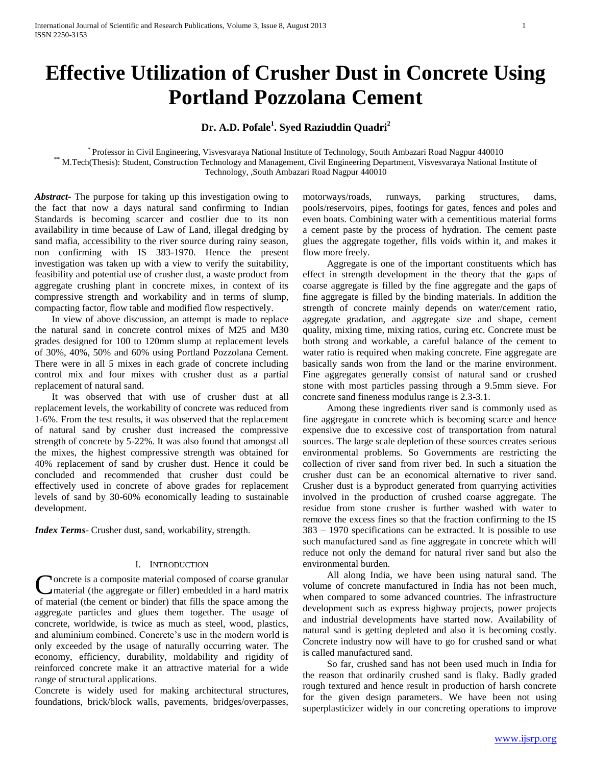# Effective Utilization of Crusher Dust in Concrete Using Portland Pozzolana Cement

**Dr. A.D. Pofale[1]. Syed Raziuddin Quadri[2]**

[*] Professor in Civil Engineering, Visvesvaraya National Institute of Technology, South Ambazari Road Nagpur 440010
[**] M.Tech(Thesis): Student, Construction Technology and Management, Civil Engineering Department, Visvesvaraya National Institute of Technology, ,South Ambazari Road Nagpur 440010

***Abstract***- The purpose for taking up this investigation owing to the fact that now a days natural sand confirming to Indian Standards is becoming scarcer and costlier due to its non availability in time because of Law of Land, illegal dredging by sand mafia, accessibility to the river source during rainy season, non confirming with IS 383-1970. Hence the present investigation was taken up with a view to verify the suitability, feasibility and potential use of crusher dust, a waste product from aggregate crushing plant in concrete mixes, in context of its compressive strength and workability and in terms of slump, compacting factor, flow table and modified flow respectively.

In view of above discussion, an attempt is made to replace the natural sand in concrete control mixes of M25 and M30 grades designed for 100 to 120mm slump at replacement levels of 30%, 40%, 50% and 60% using Portland Pozzolana Cement. There were in all 5 mixes in each grade of concrete including control mix and four mixes with crusher dust as a partial replacement of natural sand.

It was observed that with use of crusher dust at all replacement levels, the workability of concrete was reduced from 1-6%. From the test results, it was observed that the replacement of natural sand by crusher dust increased the compressive strength of concrete by 5-22%. It was also found that amongst all the mixes, the highest compressive strength was obtained for 40% replacement of sand by crusher dust. Hence it could be concluded and recommended that crusher dust could be effectively used in concrete of above grades for replacement levels of sand by 30-60% economically leading to sustainable development.

***Index Terms***- Crusher dust, sand, workability, strength.

## I. Introduction

Concrete is a composite material composed of coarse granular material (the aggregate or filler) embedded in a hard matrix of material (the cement or binder) that fills the space among the aggregate particles and glues them together. The usage of concrete, worldwide, is twice as much as steel, wood, plastics, and aluminium combined. Concrete's use in the modern world is only exceeded by the usage of naturally occurring water. The economy, efficiency, durability, moldability and rigidity of reinforced concrete make it an attractive material for a wide range of structural applications.

Concrete is widely used for making architectural structures, foundations, brick/block walls, pavements, bridges/overpasses, motorways/roads, runways, parking structures, dams, pools/reservoirs, pipes, footings for gates, fences and poles and even boats. Combining water with a cementitious material forms a cement paste by the process of hydration. The cement paste glues the aggregate together, fills voids within it, and makes it flow more freely.

Aggregate is one of the important constituents which has effect in strength development in the theory that the gaps of coarse aggregate is filled by the fine aggregate and the gaps of fine aggregate is filled by the binding materials. In addition the strength of concrete mainly depends on water/cement ratio, aggregate gradation, and aggregate size and shape, cement quality, mixing time, mixing ratios, curing etc. Concrete must be both strong and workable, a careful balance of the cement to water ratio is required when making concrete. Fine aggregate are basically sands won from the land or the marine environment. Fine aggregates generally consist of natural sand or crushed stone with most particles passing through a 9.5mm sieve. For concrete sand fineness modulus range is 2.3-3.1.

Among these ingredients river sand is commonly used as fine aggregate in concrete which is becoming scarce and hence expensive due to excessive cost of transportation from natural sources. The large scale depletion of these sources creates serious environmental problems. So Governments are restricting the collection of river sand from river bed. In such a situation the crusher dust can be an economical alternative to river sand. Crusher dust is a byproduct generated from quarrying activities involved in the production of crushed coarse aggregate. The residue from stone crusher is further washed with water to remove the excess fines so that the fraction confirming to the IS 383 – 1970 specifications can be extracted. It is possible to use such manufactured sand as fine aggregate in concrete which will reduce not only the demand for natural river sand but also the environmental burden.

All along India, we have been using natural sand. The volume of concrete manufactured in India has not been much, when compared to some advanced countries. The infrastructure development such as express highway projects, power projects and industrial developments have started now. Availability of natural sand is getting depleted and also it is becoming costly. Concrete industry now will have to go for crushed sand or what is called manufactured sand.

So far, crushed sand has not been used much in India for the reason that ordinarily crushed sand is flaky. Badly graded rough textured and hence result in production of harsh concrete for the given design parameters. We have been not using superplasticizer widely in our concreting operations to improve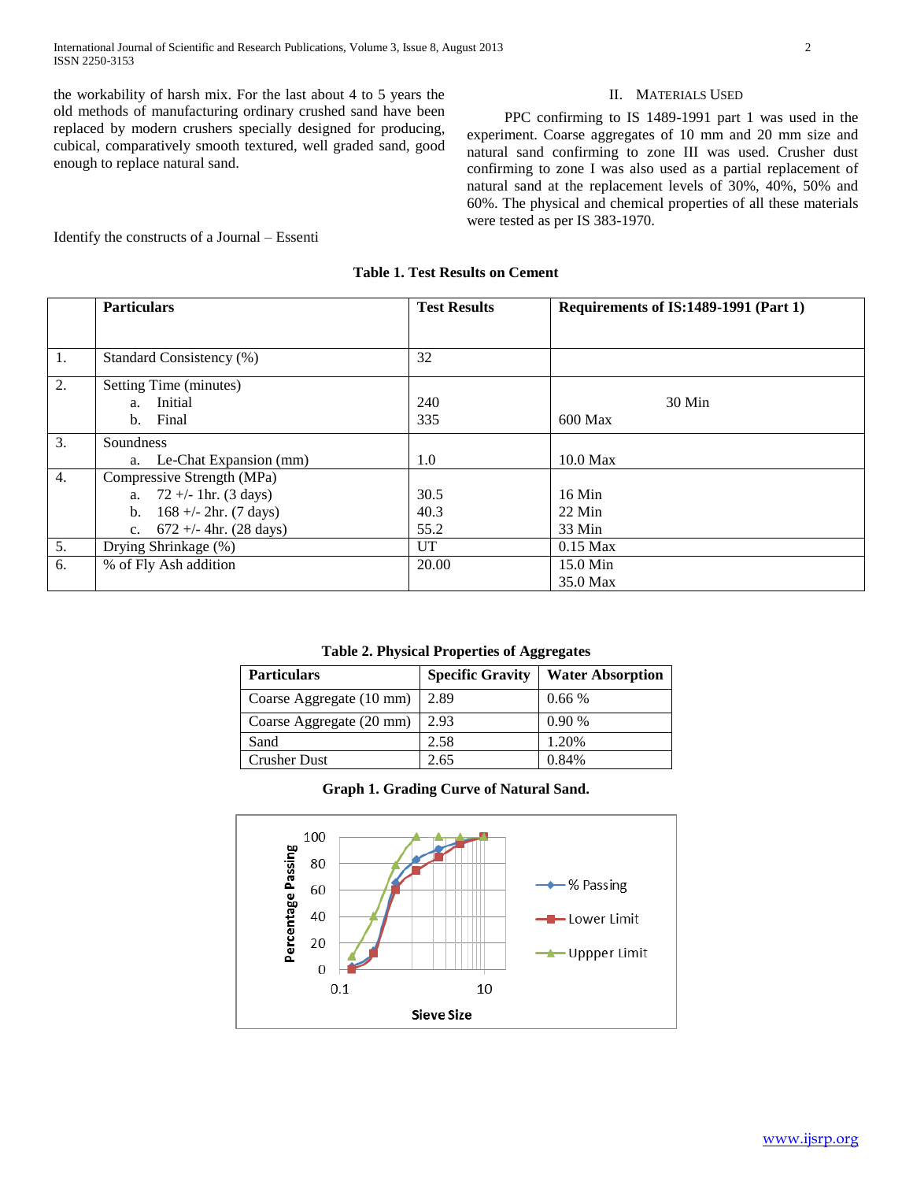the workability of harsh mix. For the last about 4 to 5 years the old methods of manufacturing ordinary crushed sand have been replaced by modern crushers specially designed for producing, cubical, comparatively smooth textured, well graded sand, good enough to replace natural sand.

Identify the constructs of a Journal – Essenti

## II. Materials Used

PPC confirming to IS 1489-1991 part 1 was used in the experiment. Coarse aggregates of 10 mm and 20 mm size and natural sand confirming to zone III was used. Crusher dust confirming to zone I was also used as a partial replacement of natural sand at the replacement levels of 30%, 40%, 50% and 60%. The physical and chemical properties of all these materials were tested as per IS 383-1970.

**Table 1. Test Results on Cement**

| | Particulars | Test Results | Requirements of IS:1489-1991 (Part 1) |
|---|---|---|---|
| 1. | Standard Consistency (%) | 32 | |
| 2. | Setting Time (minutes)<br>a. Initial<br>b. Final | <br>240<br>335 | <br>30 Min<br>600 Max |
| 3. | Soundness<br>a. Le-Chat Expansion (mm) | <br>1.0 | <br>10.0 Max |
| 4. | Compressive Strength (MPa)<br>a. 72 +/- 1hr. (3 days)<br>b. 168 +/- 2hr. (7 days)<br>c. 672 +/- 4hr. (28 days) | <br>30.5<br>40.3<br>55.2 | <br>16 Min<br>22 Min<br>33 Min |
| 5. | Drying Shrinkage (%) | UT | 0.15 Max |
| 6. | % of Fly Ash addition | 20.00 | 15.0 Min<br>35.0 Max |

**Table 2. Physical Properties of Aggregates**

| Particulars | Specific Gravity | Water Absorption |
|---|---|---|
| Coarse Aggregate (10 mm) | 2.89 | 0.66 % |
| Coarse Aggregate (20 mm) | 2.93 | 0.90 % |
| Sand | 2.58 | 1.20% |
| Crusher Dust | 2.65 | 0.84% |

**Graph 1. Grading Curve of Natural Sand.**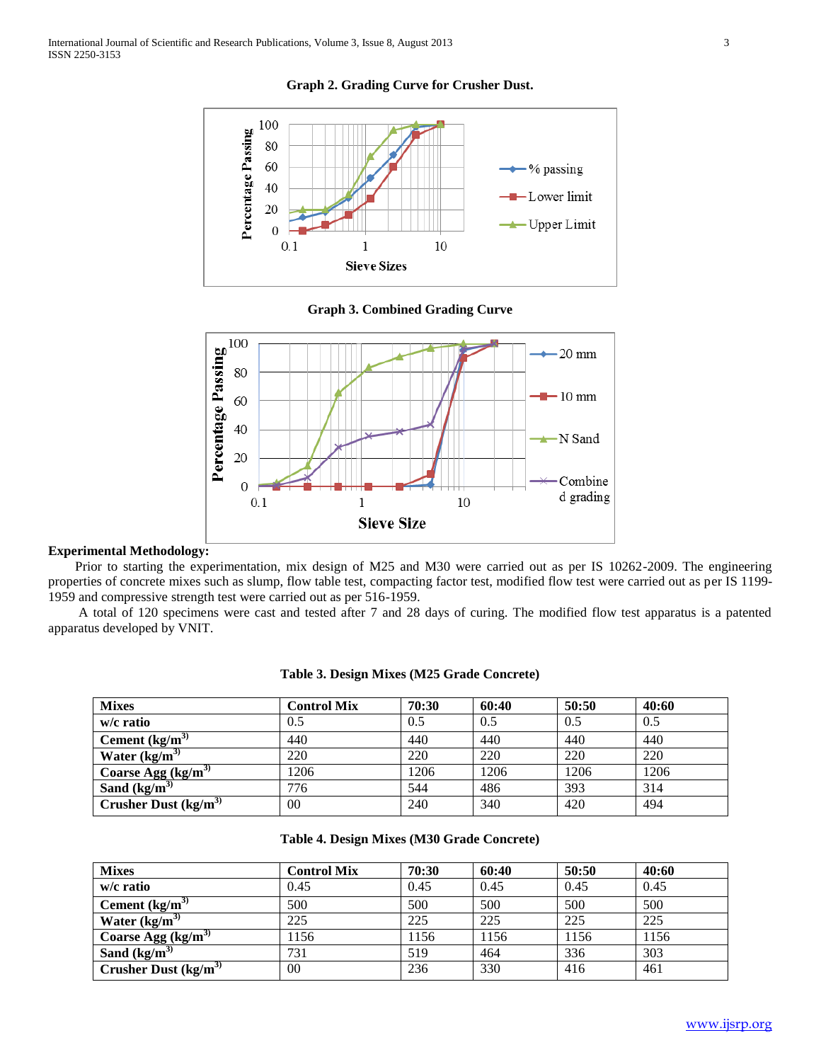**Graph 2. Grading Curve for Crusher Dust.**

**Graph 3. Combined Grading Curve**

## Experimental Methodology:

Prior to starting the experimentation, mix design of M25 and M30 were carried out as per IS 10262-2009. The engineering properties of concrete mixes such as slump, flow table test, compacting factor test, modified flow test were carried out as per IS 1199-1959 and compressive strength test were carried out as per 516-1959.

A total of 120 specimens were cast and tested after 7 and 28 days of curing. The modified flow test apparatus is a patented apparatus developed by VNIT.

**Table 3. Design Mixes (M25 Grade Concrete)**

| Mixes | Control Mix | 70:30 | 60:40 | 50:50 | 40:60 |
|---|---|---|---|---|---|
| w/c ratio | 0.5 | 0.5 | 0.5 | 0.5 | 0.5 |
| Cement (kg/m$^{3}$) | 440 | 440 | 440 | 440 | 440 |
| Water (kg/m$^{3}$) | 220 | 220 | 220 | 220 | 220 |
| Coarse Agg (kg/m$^{3}$) | 1206 | 1206 | 1206 | 1206 | 1206 |
| Sand (kg/m$^{3}$) | 776 | 544 | 486 | 393 | 314 |
| Crusher Dust (kg/m$^{3}$) | 00 | 240 | 340 | 420 | 494 |

**Table 4. Design Mixes (M30 Grade Concrete)**

| Mixes | Control Mix | 70:30 | 60:40 | 50:50 | 40:60 |
|---|---|---|---|---|---|
| w/c ratio | 0.45 | 0.45 | 0.45 | 0.45 | 0.45 |
| Cement (kg/m$^{3}$) | 500 | 500 | 500 | 500 | 500 |
| Water (kg/m$^{3}$) | 225 | 225 | 225 | 225 | 225 |
| Coarse Agg (kg/m$^{3}$) | 1156 | 1156 | 1156 | 1156 | 1156 |
| Sand (kg/m$^{3}$) | 731 | 519 | 464 | 336 | 303 |
| Crusher Dust (kg/m$^{3}$) | 00 | 236 | 330 | 416 | 461 |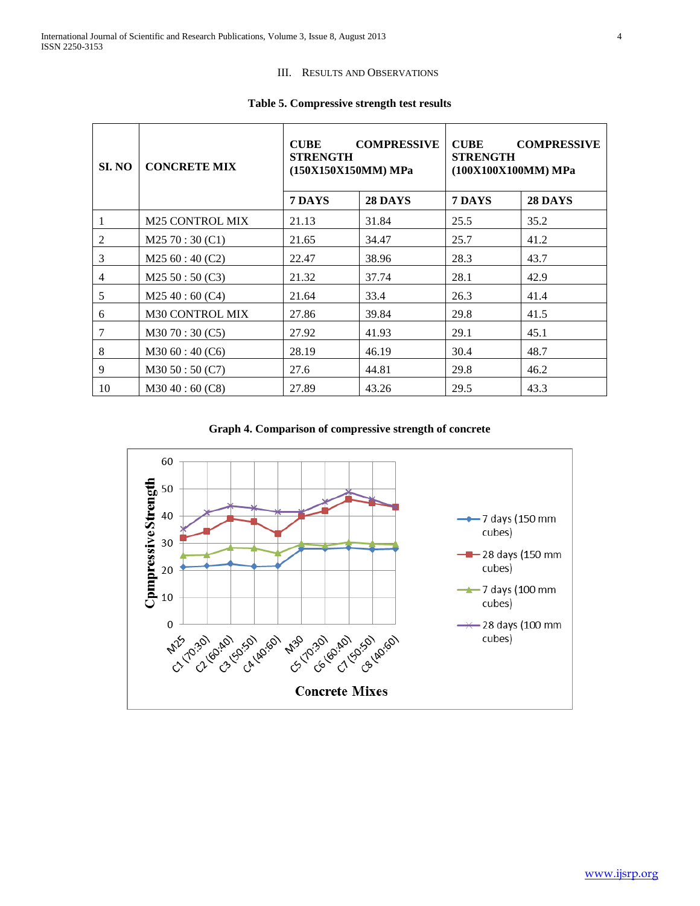## III. Results and Observations

**Table 5. Compressive strength test results**

| SI. NO | CONCRETE MIX | CUBE COMPRESSIVE STRENGTH (150X150X150MM) MPa | | CUBE COMPRESSIVE STRENGTH (100X100X100MM) MPa | |
|---|---|---|---|---|---|
| | | 7 DAYS | 28 DAYS | 7 DAYS | 28 DAYS |
| 1 | M25 CONTROL MIX | 21.13 | 31.84 | 25.5 | 35.2 |
| 2 | M25 70 : 30 (C1) | 21.65 | 34.47 | 25.7 | 41.2 |
| 3 | M25 60 : 40 (C2) | 22.47 | 38.96 | 28.3 | 43.7 |
| 4 | M25 50 : 50 (C3) | 21.32 | 37.74 | 28.1 | 42.9 |
| 5 | M25 40 : 60 (C4) | 21.64 | 33.4 | 26.3 | 41.4 |
| 6 | M30 CONTROL MIX | 27.86 | 39.84 | 29.8 | 41.5 |
| 7 | M30 70 : 30 (C5) | 27.92 | 41.93 | 29.1 | 45.1 |
| 8 | M30 60 : 40 (C6) | 28.19 | 46.19 | 30.4 | 48.7 |
| 9 | M30 50 : 50 (C7) | 27.6 | 44.81 | 29.8 | 46.2 |
| 10 | M30 40 : 60 (C8) | 27.89 | 43.26 | 29.5 | 43.3 |

**Graph 4. Comparison of compressive strength of concrete**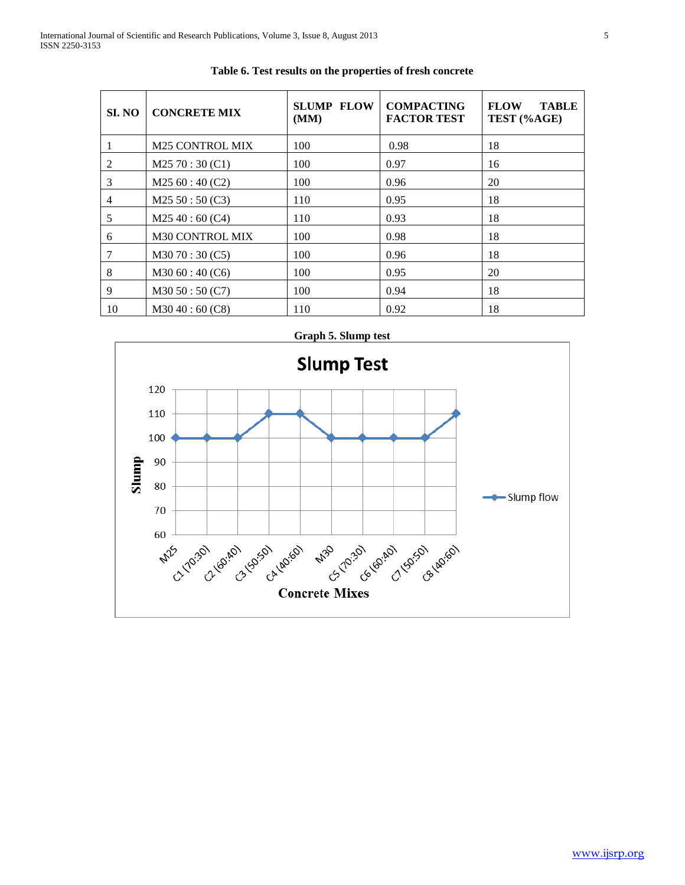**Table 6. Test results on the properties of fresh concrete**

| SI. NO | CONCRETE MIX | SLUMP FLOW (MM) | COMPACTING FACTOR TEST | FLOW TABLE TEST (%AGE) |
|---|---|---|---|---|
| 1 | M25 CONTROL MIX | 100 | 0.98 | 18 |
| 2 | M25 70 : 30 (C1) | 100 | 0.97 | 16 |
| 3 | M25 60 : 40 (C2) | 100 | 0.96 | 20 |
| 4 | M25 50 : 50 (C3) | 110 | 0.95 | 18 |
| 5 | M25 40 : 60 (C4) | 110 | 0.93 | 18 |
| 6 | M30 CONTROL MIX | 100 | 0.98 | 18 |
| 7 | M30 70 : 30 (C5) | 100 | 0.96 | 18 |
| 8 | M30 60 : 40 (C6) | 100 | 0.95 | 20 |
| 9 | M30 50 : 50 (C7) | 100 | 0.94 | 18 |
| 10 | M30 40 : 60 (C8) | 110 | 0.92 | 18 |

**Graph 5. Slump test**

**Slump Test**

| Concrete Mixes | Slump flow |
|---|---|
| M25 | 100 |
| C1 (70:30) | 100 |
| C2 (60:40) | 100 |
| C3 (50:50) | 110 |
| C4 (40:60) | 110 |
| M30 | 100 |
| C5 (70:30) | 100 |
| C6 (60:40) | 100 |
| C7 (50:50) | 100 |
| C8 (40:60) | 110 |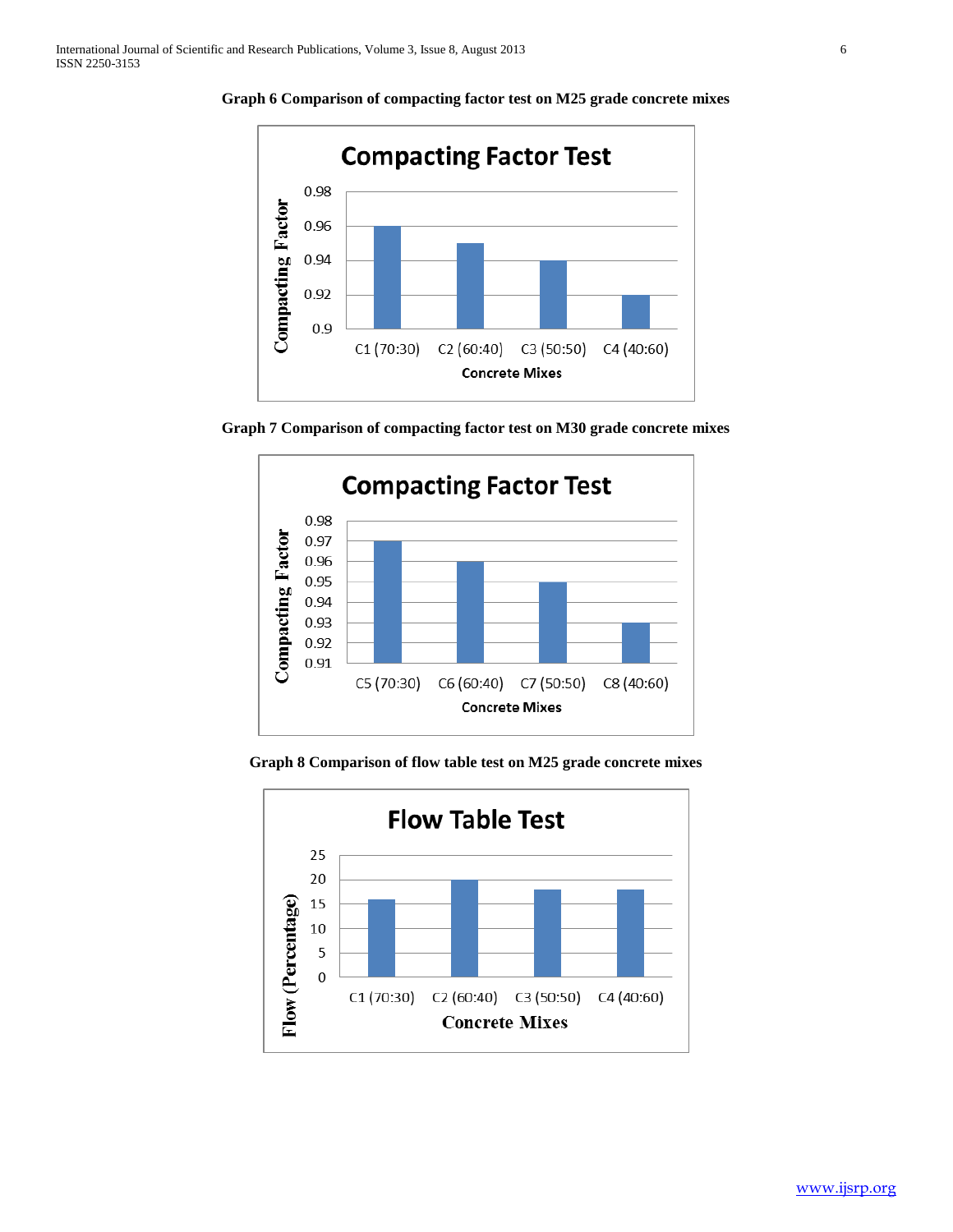**Graph 6 Comparison of compacting factor test on M25 grade concrete mixes**

**Graph 7 Comparison of compacting factor test on M30 grade concrete mixes**

**Graph 8 Comparison of flow table test on M25 grade concrete mixes**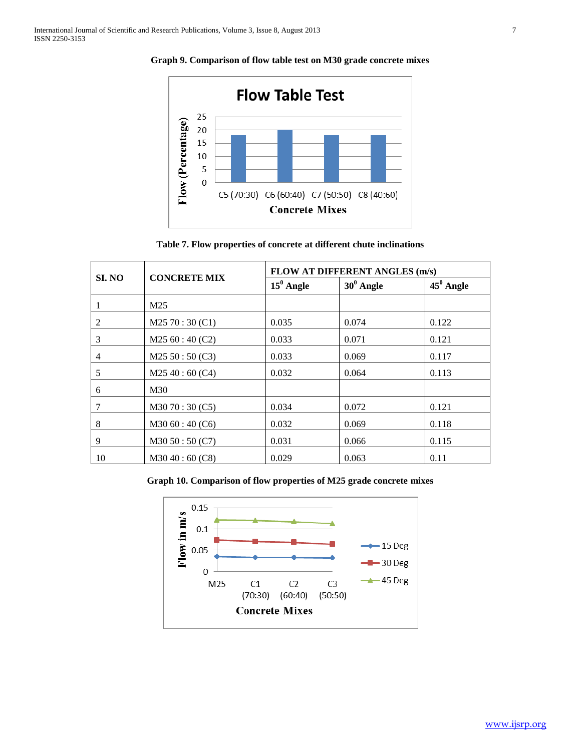**Graph 9. Comparison of flow table test on M30 grade concrete mixes**

**Table 7. Flow properties of concrete at different chute inclinations**

| SI. NO | CONCRETE MIX | FLOW AT DIFFERENT ANGLES (m/s) | | |
|---|---|---|---|---|
| | | $15^0$ Angle | $30^0$ Angle | $45^0$ Angle |
| 1 | M25 | | | |
| 2 | M25 70 : 30 (C1) | 0.035 | 0.074 | 0.122 |
| 3 | M25 60 : 40 (C2) | 0.033 | 0.071 | 0.121 |
| 4 | M25 50 : 50 (C3) | 0.033 | 0.069 | 0.117 |
| 5 | M25 40 : 60 (C4) | 0.032 | 0.064 | 0.113 |
| 6 | M30 | | | |
| 7 | M30 70 : 30 (C5) | 0.034 | 0.072 | 0.121 |
| 8 | M30 60 : 40 (C6) | 0.032 | 0.069 | 0.118 |
| 9 | M30 50 : 50 (C7) | 0.031 | 0.066 | 0.115 |
| 10 | M30 40 : 60 (C8) | 0.029 | 0.063 | 0.11 |

**Graph 10. Comparison of flow properties of M25 grade concrete mixes**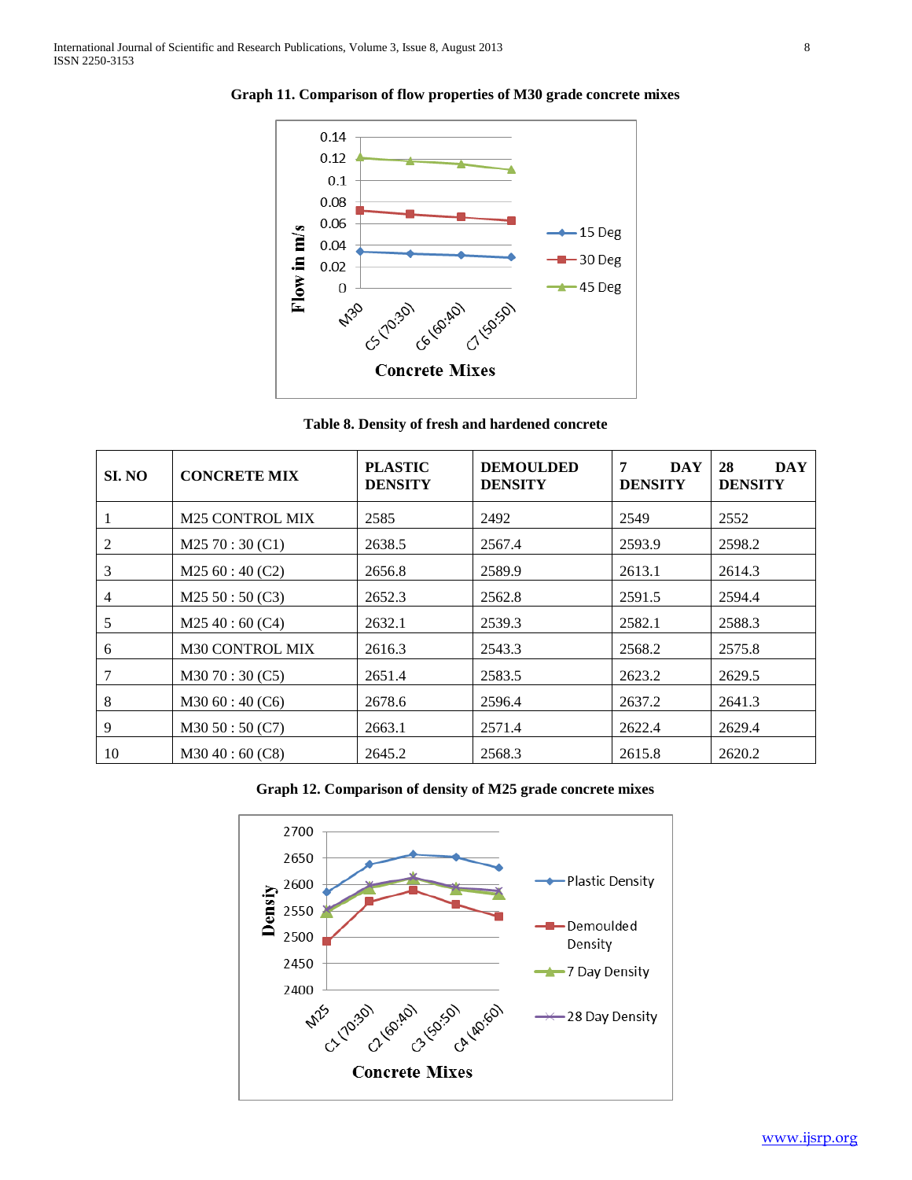**Graph 11. Comparison of flow properties of M30 grade concrete mixes**

**Table 8. Density of fresh and hardened concrete**

| SI. NO | CONCRETE MIX | PLASTIC DENSITY | DEMOULDED DENSITY | 7 DAY DENSITY | 28 DAY DENSITY |
|---|---|---|---|---|---|
| 1 | M25 CONTROL MIX | 2585 | 2492 | 2549 | 2552 |
| 2 | M25 70 : 30 (C1) | 2638.5 | 2567.4 | 2593.9 | 2598.2 |
| 3 | M25 60 : 40 (C2) | 2656.8 | 2589.9 | 2613.1 | 2614.3 |
| 4 | M25 50 : 50 (C3) | 2652.3 | 2562.8 | 2591.5 | 2594.4 |
| 5 | M25 40 : 60 (C4) | 2632.1 | 2539.3 | 2582.1 | 2588.3 |
| 6 | M30 CONTROL MIX | 2616.3 | 2543.3 | 2568.2 | 2575.8 |
| 7 | M30 70 : 30 (C5) | 2651.4 | 2583.5 | 2623.2 | 2629.5 |
| 8 | M30 60 : 40 (C6) | 2678.6 | 2596.4 | 2637.2 | 2641.3 |
| 9 | M30 50 : 50 (C7) | 2663.1 | 2571.4 | 2622.4 | 2629.4 |
| 10 | M30 40 : 60 (C8) | 2645.2 | 2568.3 | 2615.8 | 2620.2 |

**Graph 12. Comparison of density of M25 grade concrete mixes**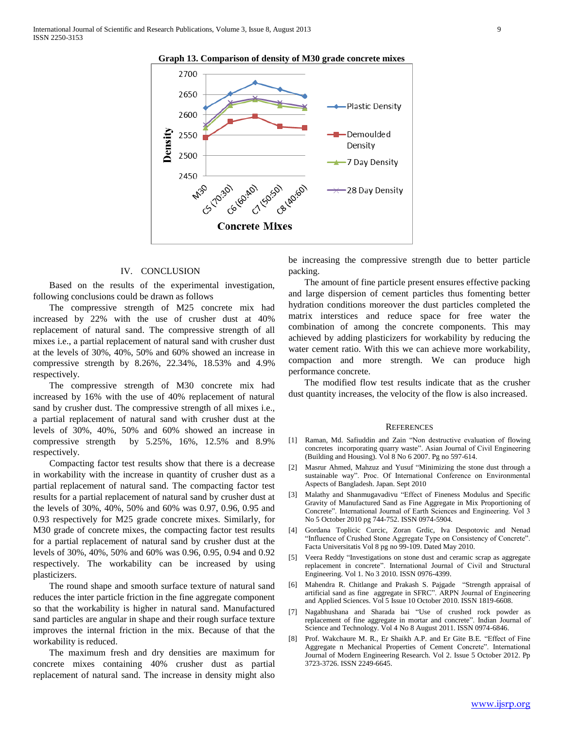**Graph 13. Comparison of density of M30 grade concrete mixes**

## IV. CONCLUSION

Based on the results of the experimental investigation, following conclusions could be drawn as follows

The compressive strength of M25 concrete mix had increased by 22% with the use of crusher dust at 40% replacement of natural sand. The compressive strength of all mixes i.e., a partial replacement of natural sand with crusher dust at the levels of 30%, 40%, 50% and 60% showed an increase in compressive strength by 8.26%, 22.34%, 18.53% and 4.9% respectively.

The compressive strength of M30 concrete mix had increased by 16% with the use of 40% replacement of natural sand by crusher dust. The compressive strength of all mixes i.e., a partial replacement of natural sand with crusher dust at the levels of 30%, 40%, 50% and 60% showed an increase in compressive strength by 5.25%, 16%, 12.5% and 8.9% respectively.

Compacting factor test results show that there is a decrease in workability with the increase in quantity of crusher dust as a partial replacement of natural sand. The compacting factor test results for a partial replacement of natural sand by crusher dust at the levels of 30%, 40%, 50% and 60% was 0.97, 0.96, 0.95 and 0.93 respectively for M25 grade concrete mixes. Similarly, for M30 grade of concrete mixes, the compacting factor test results for a partial replacement of natural sand by crusher dust at the levels of 30%, 40%, 50% and 60% was 0.96, 0.95, 0.94 and 0.92 respectively. The workability can be increased by using plasticizers.

The round shape and smooth surface texture of natural sand reduces the inter particle friction in the fine aggregate component so that the workability is higher in natural sand. Manufactured sand particles are angular in shape and their rough surface texture improves the internal friction in the mix. Because of that the workability is reduced.

The maximum fresh and dry densities are maximum for concrete mixes containing 40% crusher dust as partial replacement of natural sand. The increase in density might also be increasing the compressive strength due to better particle packing.

The amount of fine particle present ensures effective packing and large dispersion of cement particles thus fomenting better hydration conditions moreover the dust particles completed the matrix interstices and reduce space for free water the combination of among the concrete components. This may achieved by adding plasticizers for workability by reducing the water cement ratio. With this we can achieve more workability, compaction and more strength. We can produce high performance concrete.

The modified flow test results indicate that as the crusher dust quantity increases, the velocity of the flow is also increased.

## REFERENCES

[1] Raman, Md. Safiuddin and Zain "Non destructive evaluation of flowing concretes incorporating quarry waste". Asian Journal of Civil Engineering (Building and Housing). Vol 8 No 6 2007. Pg no 597-614.

[2] Masrur Ahmed, Mahzuz and Yusuf "Minimizing the stone dust through a sustainable way". Proc. Of International Conference on Environmental Aspects of Bangladesh. Japan. Sept 2010

[3] Malathy and Shanmugavadivu "Effect of Fineness Modulus and Specific Gravity of Manufactured Sand as Fine Aggregate in Mix Proportioning of Concrete". International Journal of Earth Sciences and Engineering. Vol 3 No 5 October 2010 pg 744-752. ISSN 0974-5904.

[4] Gordana Toplicic Curcic, Zoran Grdic, Iva Despotovic and Nenad "Influence of Crushed Stone Aggregate Type on Consistency of Concrete". Facta Universitatis Vol 8 pg no 99-109. Dated May 2010.

[5] Veera Reddy "Investigations on stone dust and ceramic scrap as aggregate replacement in concrete". International Journal of Civil and Structural Engineering. Vol 1. No 3 2010. ISSN 0976-4399.

[6] Mahendra R. Chitlange and Prakash S. Pajgade "Strength appraisal of artificial sand as fine aggregate in SFRC". ARPN Journal of Engineering and Applied Sciences. Vol 5 Issue 10 October 2010. ISSN 1819-6608.

[7] Nagabhushana and Sharada bai "Use of crushed rock powder as replacement of fine aggregate in mortar and concrete". Indian Journal of Science and Technology. Vol 4 No 8 August 2011. ISSN 0974-6846.

[8] Prof. Wakchaure M. R., Er Shaikh A.P. and Er Gite B.E. "Effect of Fine Aggregate n Mechanical Properties of Cement Concrete". International Journal of Modern Engineering Research. Vol 2. Issue 5 October 2012. Pp 3723-3726. ISSN 2249-6645.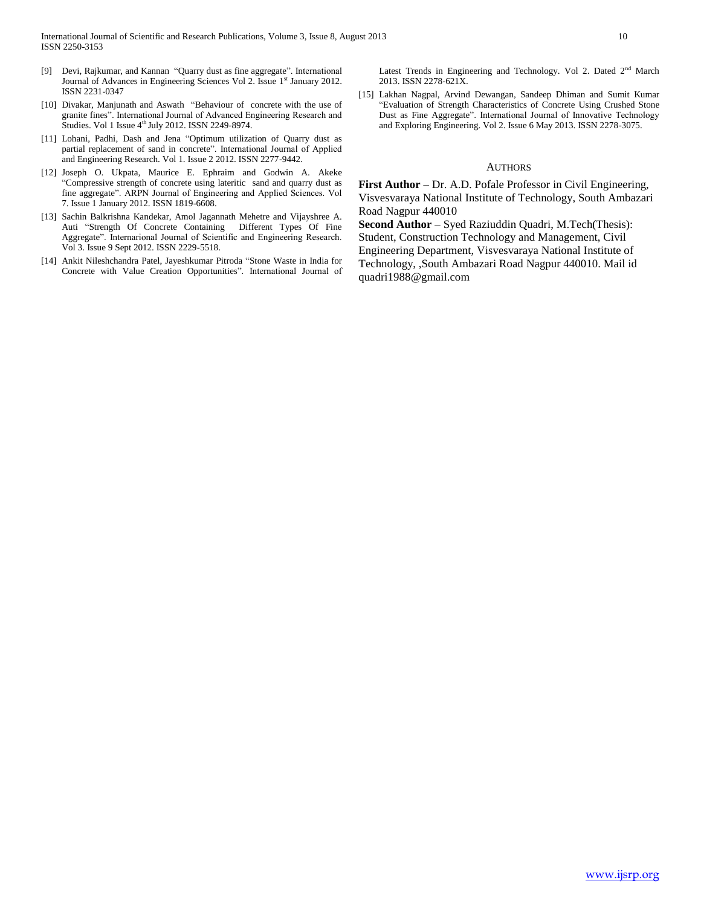[9] Devi, Rajkumar, and Kannan "Quarry dust as fine aggregate". International Journal of Advances in Engineering Sciences Vol 2. Issue 1st January 2012. ISSN 2231-0347

[10] Divakar, Manjunath and Aswath "Behaviour of concrete with the use of granite fines". International Journal of Advanced Engineering Research and Studies. Vol 1 Issue 4th July 2012. ISSN 2249-8974.

[11] Lohani, Padhi, Dash and Jena "Optimum utilization of Quarry dust as partial replacement of sand in concrete". International Journal of Applied and Engineering Research. Vol 1. Issue 2 2012. ISSN 2277-9442.

[12] Joseph O. Ukpata, Maurice E. Ephraim and Godwin A. Akeke "Compressive strength of concrete using lateritic sand and quarry dust as fine aggregate". ARPN Journal of Engineering and Applied Sciences. Vol 7. Issue 1 January 2012. ISSN 1819-6608.

[13] Sachin Balkrishna Kandekar, Amol Jagannath Mehetre and Vijayshree A. Auti "Strength Of Concrete Containing Different Types Of Fine Aggregate". Internarional Journal of Scientific and Engineering Research. Vol 3. Issue 9 Sept 2012. ISSN 2229-5518.

[14] Ankit Nileshchandra Patel, Jayeshkumar Pitroda "Stone Waste in India for Concrete with Value Creation Opportunities". International Journal of Latest Trends in Engineering and Technology. Vol 2. Dated 2nd March 2013. ISSN 2278-621X.

[15] Lakhan Nagpal, Arvind Dewangan, Sandeep Dhiman and Sumit Kumar "Evaluation of Strength Characteristics of Concrete Using Crushed Stone Dust as Fine Aggregate". International Journal of Innovative Technology and Exploring Engineering. Vol 2. Issue 6 May 2013. ISSN 2278-3075.

## AUTHORS

**First Author** – Dr. A.D. Pofale Professor in Civil Engineering, Visvesvaraya National Institute of Technology, South Ambazari Road Nagpur 440010

**Second Author** – Syed Raziuddin Quadri, M.Tech(Thesis): Student, Construction Technology and Management, Civil Engineering Department, Visvesvaraya National Institute of Technology, ,South Ambazari Road Nagpur 440010. Mail id quadri1988@gmail.com